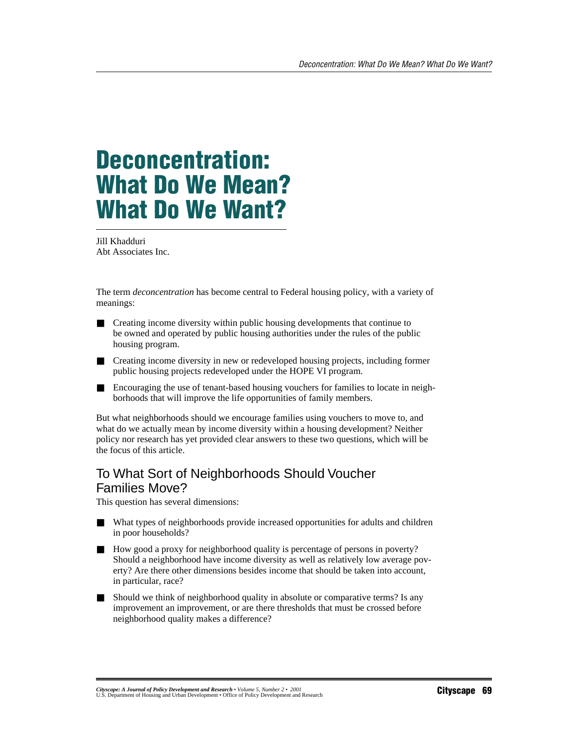# Deconcentration: What Do We Mean? What Do We Want?

Jill Khadduri
Abt Associates Inc.

The term *deconcentration* has become central to Federal housing policy, with a variety of meanings:

- Creating income diversity within public housing developments that continue to be owned and operated by public housing authorities under the rules of the public housing program.
- Creating income diversity in new or redeveloped housing projects, including former public housing projects redeveloped under the HOPE VI program.
- Encouraging the use of tenant-based housing vouchers for families to locate in neighborhoods that will improve the life opportunities of family members.

But what neighborhoods should we encourage families using vouchers to move to, and what do we actually mean by income diversity within a housing development? Neither policy nor research has yet provided clear answers to these two questions, which will be the focus of this article.

## To What Sort of Neighborhoods Should Voucher Families Move?

This question has several dimensions:

- What types of neighborhoods provide increased opportunities for adults and children in poor households?
- How good a proxy for neighborhood quality is percentage of persons in poverty? Should a neighborhood have income diversity as well as relatively low average poverty? Are there other dimensions besides income that should be taken into account, in particular, race?
- Should we think of neighborhood quality in absolute or comparative terms? Is any improvement an improvement, or are there thresholds that must be crossed before neighborhood quality makes a difference?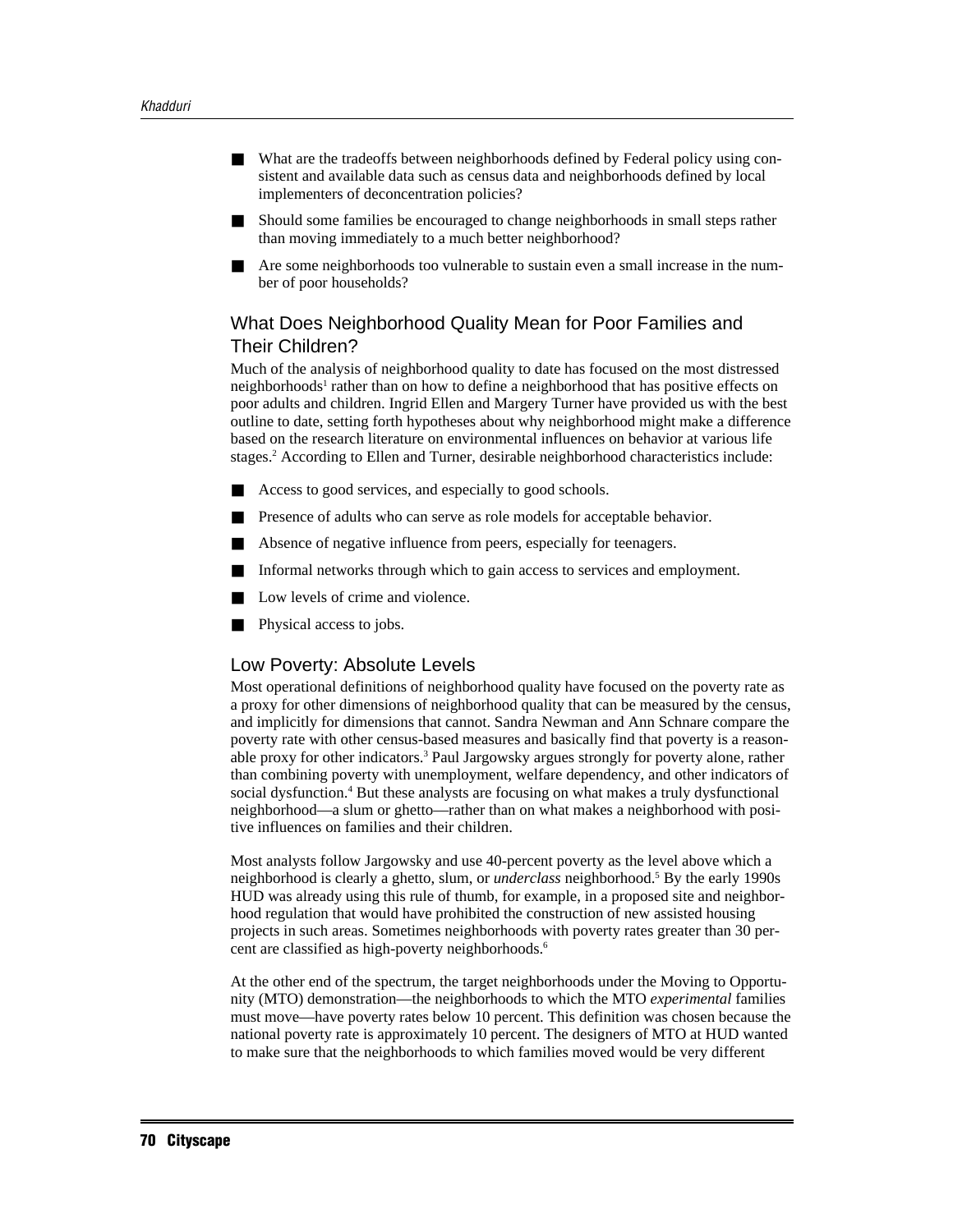- What are the tradeoffs between neighborhoods defined by Federal policy using consistent and available data such as census data and neighborhoods defined by local implementers of deconcentration policies?
- Should some families be encouraged to change neighborhoods in small steps rather than moving immediately to a much better neighborhood?
- Are some neighborhoods too vulnerable to sustain even a small increase in the number of poor households?

## What Does Neighborhood Quality Mean for Poor Families and Their Children?

Much of the analysis of neighborhood quality to date has focused on the most distressed neighborhoods[1] rather than on how to define a neighborhood that has positive effects on poor adults and children. Ingrid Ellen and Margery Turner have provided us with the best outline to date, setting forth hypotheses about why neighborhood might make a difference based on the research literature on environmental influences on behavior at various life stages.[2] According to Ellen and Turner, desirable neighborhood characteristics include:

- Access to good services, and especially to good schools.
- Presence of adults who can serve as role models for acceptable behavior.
- Absence of negative influence from peers, especially for teenagers.
- Informal networks through which to gain access to services and employment.
- Low levels of crime and violence.
- Physical access to jobs.

### Low Poverty: Absolute Levels

Most operational definitions of neighborhood quality have focused on the poverty rate as a proxy for other dimensions of neighborhood quality that can be measured by the census, and implicitly for dimensions that cannot. Sandra Newman and Ann Schnare compare the poverty rate with other census-based measures and basically find that poverty is a reasonable proxy for other indicators.[3] Paul Jargowsky argues strongly for poverty alone, rather than combining poverty with unemployment, welfare dependency, and other indicators of social dysfunction.[4] But these analysts are focusing on what makes a truly dysfunctional neighborhood—a slum or ghetto—rather than on what makes a neighborhood with positive influences on families and their children.

Most analysts follow Jargowsky and use 40-percent poverty as the level above which a neighborhood is clearly a ghetto, slum, or *underclass* neighborhood.[5] By the early 1990s HUD was already using this rule of thumb, for example, in a proposed site and neighborhood regulation that would have prohibited the construction of new assisted housing projects in such areas. Sometimes neighborhoods with poverty rates greater than 30 percent are classified as high-poverty neighborhoods.[6]

At the other end of the spectrum, the target neighborhoods under the Moving to Opportunity (MTO) demonstration—the neighborhoods to which the MTO *experimental* families must move—have poverty rates below 10 percent. This definition was chosen because the national poverty rate is approximately 10 percent. The designers of MTO at HUD wanted to make sure that the neighborhoods to which families moved would be very different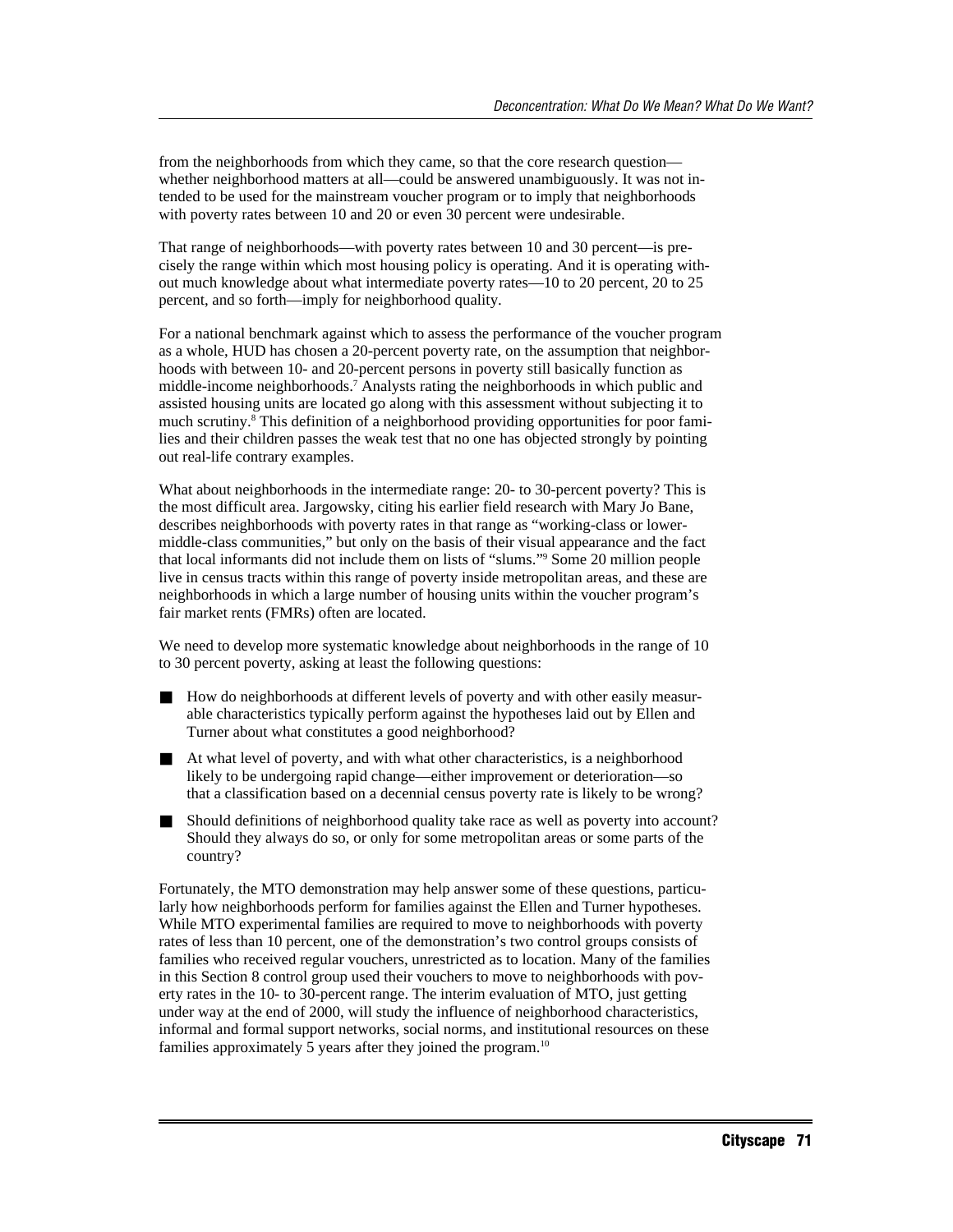from the neighborhoods from which they came, so that the core research question—whether neighborhood matters at all—could be answered unambiguously. It was not intended to be used for the mainstream voucher program or to imply that neighborhoods with poverty rates between 10 and 20 or even 30 percent were undesirable.

That range of neighborhoods—with poverty rates between 10 and 30 percent—is precisely the range within which most housing policy is operating. And it is operating without much knowledge about what intermediate poverty rates—10 to 20 percent, 20 to 25 percent, and so forth—imply for neighborhood quality.

For a national benchmark against which to assess the performance of the voucher program as a whole, HUD has chosen a 20-percent poverty rate, on the assumption that neighborhoods with between 10- and 20-percent persons in poverty still basically function as middle-income neighborhoods.[7] Analysts rating the neighborhoods in which public and assisted housing units are located go along with this assessment without subjecting it to much scrutiny.[8] This definition of a neighborhood providing opportunities for poor families and their children passes the weak test that no one has objected strongly by pointing out real-life contrary examples.

What about neighborhoods in the intermediate range: 20- to 30-percent poverty? This is the most difficult area. Jargowsky, citing his earlier field research with Mary Jo Bane, describes neighborhoods with poverty rates in that range as "working-class or lower-middle-class communities," but only on the basis of their visual appearance and the fact that local informants did not include them on lists of "slums."[9] Some 20 million people live in census tracts within this range of poverty inside metropolitan areas, and these are neighborhoods in which a large number of housing units within the voucher program's fair market rents (FMRs) often are located.

We need to develop more systematic knowledge about neighborhoods in the range of 10 to 30 percent poverty, asking at least the following questions:

- How do neighborhoods at different levels of poverty and with other easily measurable characteristics typically perform against the hypotheses laid out by Ellen and Turner about what constitutes a good neighborhood?
- At what level of poverty, and with what other characteristics, is a neighborhood likely to be undergoing rapid change—either improvement or deterioration—so that a classification based on a decennial census poverty rate is likely to be wrong?
- Should definitions of neighborhood quality take race as well as poverty into account? Should they always do so, or only for some metropolitan areas or some parts of the country?

Fortunately, the MTO demonstration may help answer some of these questions, particularly how neighborhoods perform for families against the Ellen and Turner hypotheses. While MTO experimental families are required to move to neighborhoods with poverty rates of less than 10 percent, one of the demonstration's two control groups consists of families who received regular vouchers, unrestricted as to location. Many of the families in this Section 8 control group used their vouchers to move to neighborhoods with poverty rates in the 10- to 30-percent range. The interim evaluation of MTO, just getting under way at the end of 2000, will study the influence of neighborhood characteristics, informal and formal support networks, social norms, and institutional resources on these families approximately 5 years after they joined the program.[10]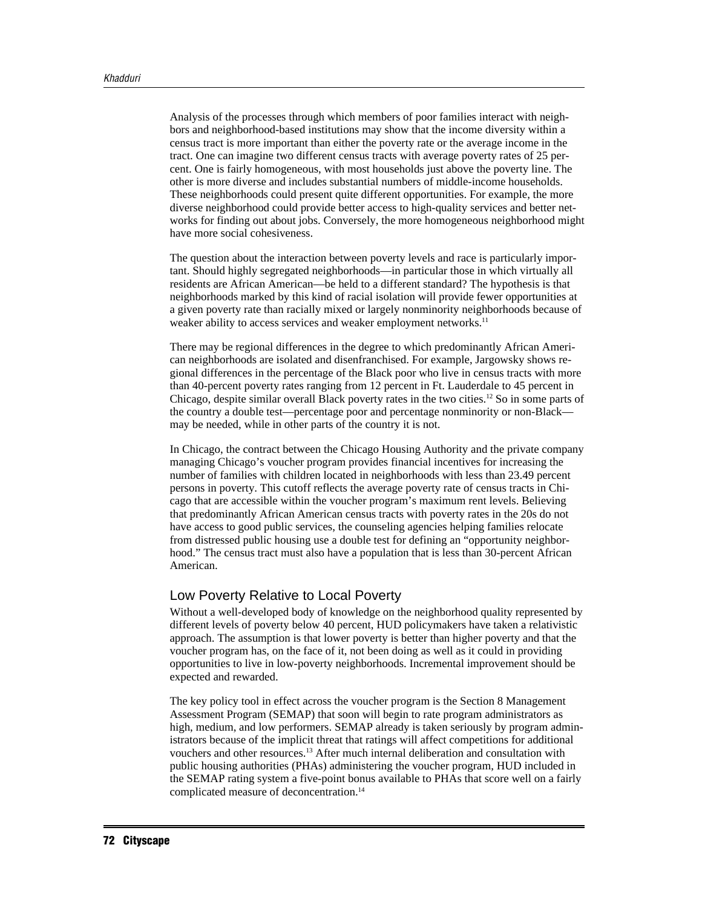Analysis of the processes through which members of poor families interact with neighbors and neighborhood-based institutions may show that the income diversity within a census tract is more important than either the poverty rate or the average income in the tract. One can imagine two different census tracts with average poverty rates of 25 percent. One is fairly homogeneous, with most households just above the poverty line. The other is more diverse and includes substantial numbers of middle-income households. These neighborhoods could present quite different opportunities. For example, the more diverse neighborhood could provide better access to high-quality services and better networks for finding out about jobs. Conversely, the more homogeneous neighborhood might have more social cohesiveness.

The question about the interaction between poverty levels and race is particularly important. Should highly segregated neighborhoods—in particular those in which virtually all residents are African American—be held to a different standard? The hypothesis is that neighborhoods marked by this kind of racial isolation will provide fewer opportunities at a given poverty rate than racially mixed or largely nonminority neighborhoods because of weaker ability to access services and weaker employment networks.[11]

There may be regional differences in the degree to which predominantly African American neighborhoods are isolated and disenfranchised. For example, Jargowsky shows regional differences in the percentage of the Black poor who live in census tracts with more than 40-percent poverty rates ranging from 12 percent in Ft. Lauderdale to 45 percent in Chicago, despite similar overall Black poverty rates in the two cities.[12] So in some parts of the country a double test—percentage poor and percentage nonminority or non-Black—may be needed, while in other parts of the country it is not.

In Chicago, the contract between the Chicago Housing Authority and the private company managing Chicago's voucher program provides financial incentives for increasing the number of families with children located in neighborhoods with less than 23.49 percent persons in poverty. This cutoff reflects the average poverty rate of census tracts in Chicago that are accessible within the voucher program's maximum rent levels. Believing that predominantly African American census tracts with poverty rates in the 20s do not have access to good public services, the counseling agencies helping families relocate from distressed public housing use a double test for defining an "opportunity neighborhood." The census tract must also have a population that is less than 30-percent African American.

## Low Poverty Relative to Local Poverty

Without a well-developed body of knowledge on the neighborhood quality represented by different levels of poverty below 40 percent, HUD policymakers have taken a relativistic approach. The assumption is that lower poverty is better than higher poverty and that the voucher program has, on the face of it, not been doing as well as it could in providing opportunities to live in low-poverty neighborhoods. Incremental improvement should be expected and rewarded.

The key policy tool in effect across the voucher program is the Section 8 Management Assessment Program (SEMAP) that soon will begin to rate program administrators as high, medium, and low performers. SEMAP already is taken seriously by program administrators because of the implicit threat that ratings will affect competitions for additional vouchers and other resources.[13] After much internal deliberation and consultation with public housing authorities (PHAs) administering the voucher program, HUD included in the SEMAP rating system a five-point bonus available to PHAs that score well on a fairly complicated measure of deconcentration.[14]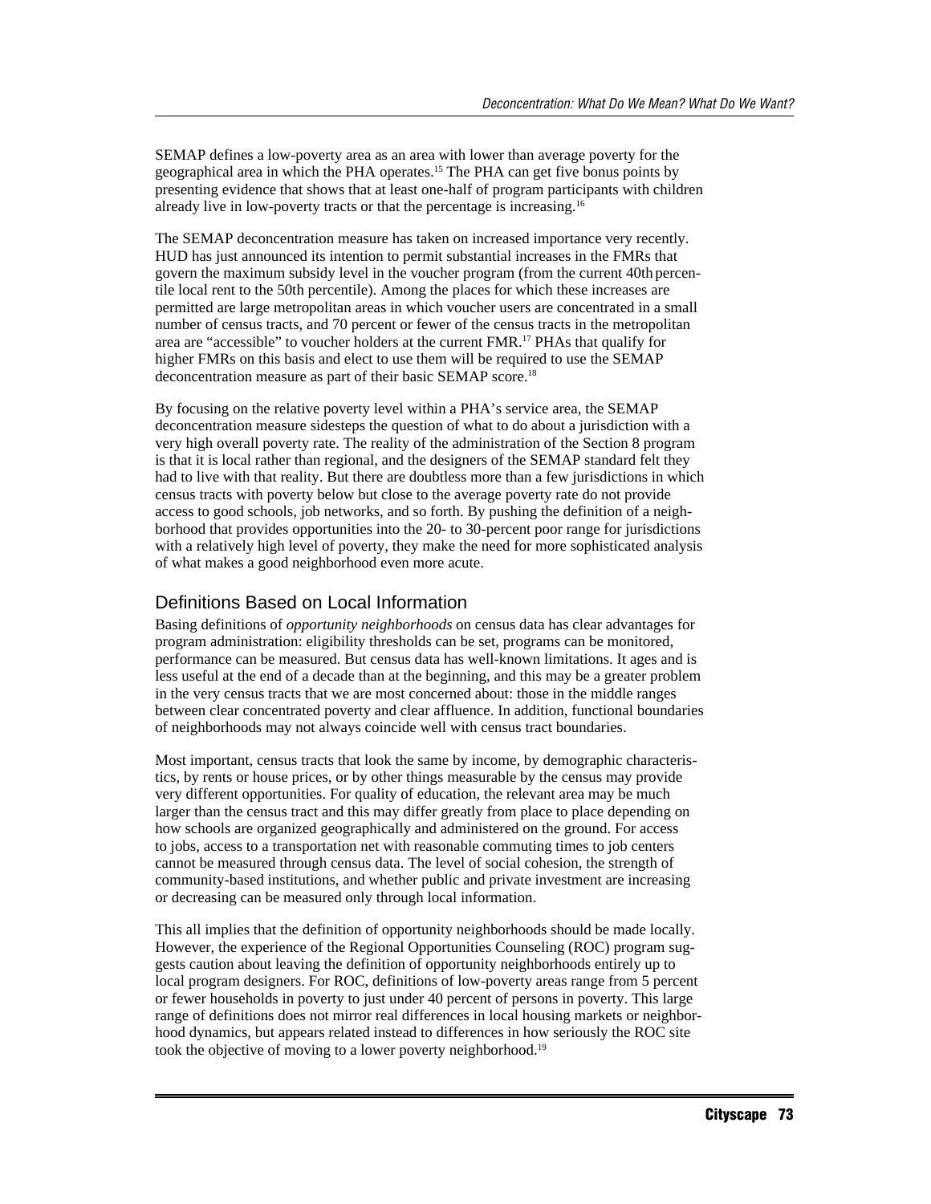SEMAP defines a low-poverty area as an area with lower than average poverty for the geographical area in which the PHA operates.[15] The PHA can get five bonus points by presenting evidence that shows that at least one-half of program participants with children already live in low-poverty tracts or that the percentage is increasing.[16]

The SEMAP deconcentration measure has taken on increased importance very recently. HUD has just announced its intention to permit substantial increases in the FMRs that govern the maximum subsidy level in the voucher program (from the current 40th percentile local rent to the 50th percentile). Among the places for which these increases are permitted are large metropolitan areas in which voucher users are concentrated in a small number of census tracts, and 70 percent or fewer of the census tracts in the metropolitan area are "accessible" to voucher holders at the current FMR.[17] PHAs that qualify for higher FMRs on this basis and elect to use them will be required to use the SEMAP deconcentration measure as part of their basic SEMAP score.[18]

By focusing on the relative poverty level within a PHA's service area, the SEMAP deconcentration measure sidesteps the question of what to do about a jurisdiction with a very high overall poverty rate. The reality of the administration of the Section 8 program is that it is local rather than regional, and the designers of the SEMAP standard felt they had to live with that reality. But there are doubtless more than a few jurisdictions in which census tracts with poverty below but close to the average poverty rate do not provide access to good schools, job networks, and so forth. By pushing the definition of a neighborhood that provides opportunities into the 20- to 30-percent poor range for jurisdictions with a relatively high level of poverty, they make the need for more sophisticated analysis of what makes a good neighborhood even more acute.

## Definitions Based on Local Information

Basing definitions of *opportunity neighborhoods* on census data has clear advantages for program administration: eligibility thresholds can be set, programs can be monitored, performance can be measured. But census data has well-known limitations. It ages and is less useful at the end of a decade than at the beginning, and this may be a greater problem in the very census tracts that we are most concerned about: those in the middle ranges between clear concentrated poverty and clear affluence. In addition, functional boundaries of neighborhoods may not always coincide well with census tract boundaries.

Most important, census tracts that look the same by income, by demographic characteristics, by rents or house prices, or by other things measurable by the census may provide very different opportunities. For quality of education, the relevant area may be much larger than the census tract and this may differ greatly from place to place depending on how schools are organized geographically and administered on the ground. For access to jobs, access to a transportation net with reasonable commuting times to job centers cannot be measured through census data. The level of social cohesion, the strength of community-based institutions, and whether public and private investment are increasing or decreasing can be measured only through local information.

This all implies that the definition of opportunity neighborhoods should be made locally. However, the experience of the Regional Opportunities Counseling (ROC) program suggests caution about leaving the definition of opportunity neighborhoods entirely up to local program designers. For ROC, definitions of low-poverty areas range from 5 percent or fewer households in poverty to just under 40 percent of persons in poverty. This large range of definitions does not mirror real differences in local housing markets or neighborhood dynamics, but appears related instead to differences in how seriously the ROC site took the objective of moving to a lower poverty neighborhood.[19]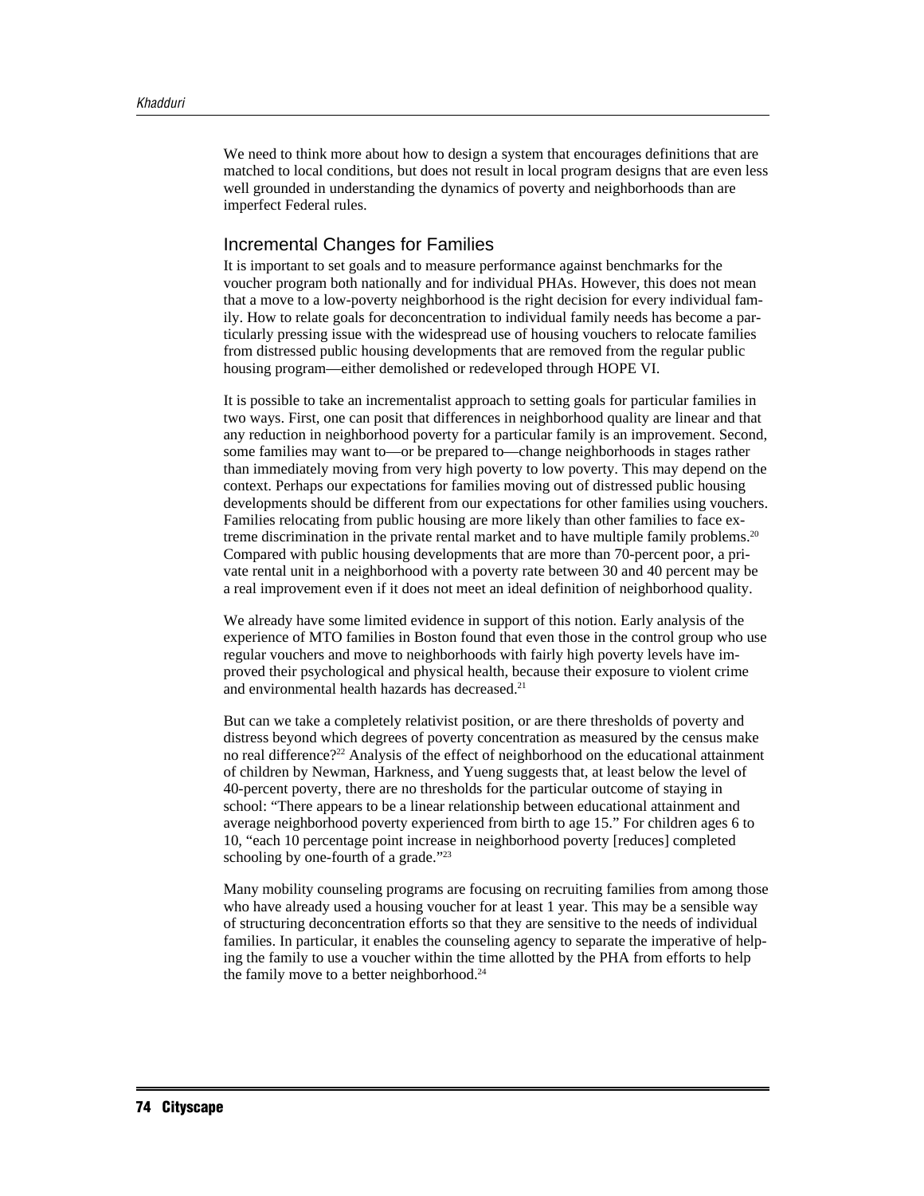We need to think more about how to design a system that encourages definitions that are matched to local conditions, but does not result in local program designs that are even less well grounded in understanding the dynamics of poverty and neighborhoods than are imperfect Federal rules.

## Incremental Changes for Families

It is important to set goals and to measure performance against benchmarks for the voucher program both nationally and for individual PHAs. However, this does not mean that a move to a low-poverty neighborhood is the right decision for every individual family. How to relate goals for deconcentration to individual family needs has become a particularly pressing issue with the widespread use of housing vouchers to relocate families from distressed public housing developments that are removed from the regular public housing program—either demolished or redeveloped through HOPE VI.

It is possible to take an incrementalist approach to setting goals for particular families in two ways. First, one can posit that differences in neighborhood quality are linear and that any reduction in neighborhood poverty for a particular family is an improvement. Second, some families may want to—or be prepared to—change neighborhoods in stages rather than immediately moving from very high poverty to low poverty. This may depend on the context. Perhaps our expectations for families moving out of distressed public housing developments should be different from our expectations for other families using vouchers. Families relocating from public housing are more likely than other families to face extreme discrimination in the private rental market and to have multiple family problems.[20] Compared with public housing developments that are more than 70-percent poor, a private rental unit in a neighborhood with a poverty rate between 30 and 40 percent may be a real improvement even if it does not meet an ideal definition of neighborhood quality.

We already have some limited evidence in support of this notion. Early analysis of the experience of MTO families in Boston found that even those in the control group who use regular vouchers and move to neighborhoods with fairly high poverty levels have improved their psychological and physical health, because their exposure to violent crime and environmental health hazards has decreased.[21]

But can we take a completely relativist position, or are there thresholds of poverty and distress beyond which degrees of poverty concentration as measured by the census make no real difference?[22] Analysis of the effect of neighborhood on the educational attainment of children by Newman, Harkness, and Yueng suggests that, at least below the level of 40-percent poverty, there are no thresholds for the particular outcome of staying in school: "There appears to be a linear relationship between educational attainment and average neighborhood poverty experienced from birth to age 15." For children ages 6 to 10, "each 10 percentage point increase in neighborhood poverty [reduces] completed schooling by one-fourth of a grade."[23]

Many mobility counseling programs are focusing on recruiting families from among those who have already used a housing voucher for at least 1 year. This may be a sensible way of structuring deconcentration efforts so that they are sensitive to the needs of individual families. In particular, it enables the counseling agency to separate the imperative of helping the family to use a voucher within the time allotted by the PHA from efforts to help the family move to a better neighborhood.[24]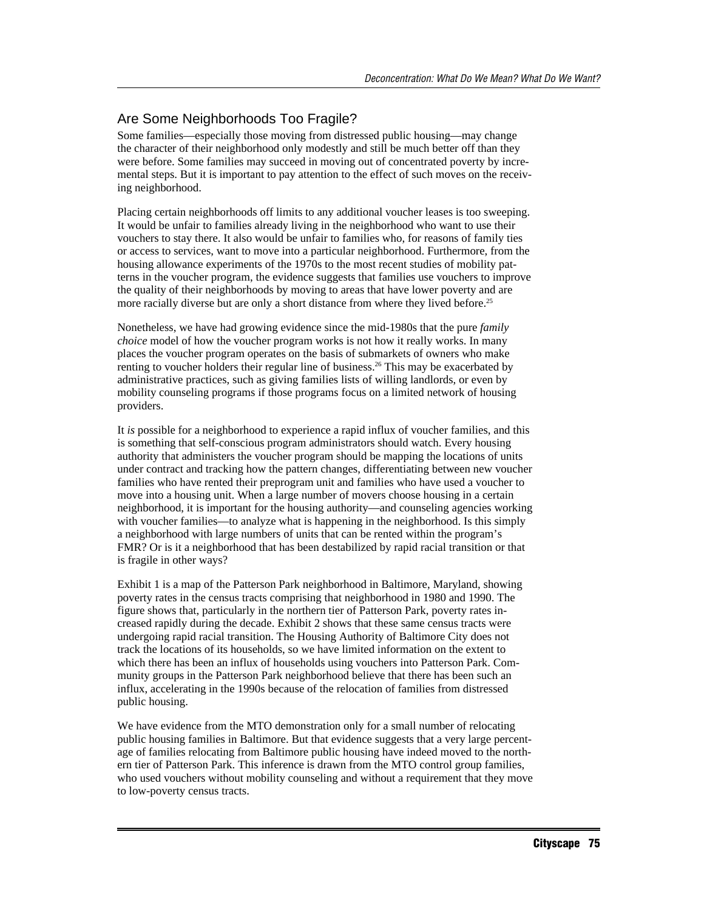## Are Some Neighborhoods Too Fragile?

Some families—especially those moving from distressed public housing—may change the character of their neighborhood only modestly and still be much better off than they were before. Some families may succeed in moving out of concentrated poverty by incremental steps. But it is important to pay attention to the effect of such moves on the receiving neighborhood.

Placing certain neighborhoods off limits to any additional voucher leases is too sweeping. It would be unfair to families already living in the neighborhood who want to use their vouchers to stay there. It also would be unfair to families who, for reasons of family ties or access to services, want to move into a particular neighborhood. Furthermore, from the housing allowance experiments of the 1970s to the most recent studies of mobility patterns in the voucher program, the evidence suggests that families use vouchers to improve the quality of their neighborhoods by moving to areas that have lower poverty and are more racially diverse but are only a short distance from where they lived before.[25]

Nonetheless, we have had growing evidence since the mid-1980s that the pure *family choice* model of how the voucher program works is not how it really works. In many places the voucher program operates on the basis of submarkets of owners who make renting to voucher holders their regular line of business.[26] This may be exacerbated by administrative practices, such as giving families lists of willing landlords, or even by mobility counseling programs if those programs focus on a limited network of housing providers.

It *is* possible for a neighborhood to experience a rapid influx of voucher families, and this is something that self-conscious program administrators should watch. Every housing authority that administers the voucher program should be mapping the locations of units under contract and tracking how the pattern changes, differentiating between new voucher families who have rented their preprogram unit and families who have used a voucher to move into a housing unit. When a large number of movers choose housing in a certain neighborhood, it is important for the housing authority—and counseling agencies working with voucher families—to analyze what is happening in the neighborhood. Is this simply a neighborhood with large numbers of units that can be rented within the program's FMR? Or is it a neighborhood that has been destabilized by rapid racial transition or that is fragile in other ways?

Exhibit 1 is a map of the Patterson Park neighborhood in Baltimore, Maryland, showing poverty rates in the census tracts comprising that neighborhood in 1980 and 1990. The figure shows that, particularly in the northern tier of Patterson Park, poverty rates increased rapidly during the decade. Exhibit 2 shows that these same census tracts were undergoing rapid racial transition. The Housing Authority of Baltimore City does not track the locations of its households, so we have limited information on the extent to which there has been an influx of households using vouchers into Patterson Park. Community groups in the Patterson Park neighborhood believe that there has been such an influx, accelerating in the 1990s because of the relocation of families from distressed public housing.

We have evidence from the MTO demonstration only for a small number of relocating public housing families in Baltimore. But that evidence suggests that a very large percentage of families relocating from Baltimore public housing have indeed moved to the northern tier of Patterson Park. This inference is drawn from the MTO control group families, who used vouchers without mobility counseling and without a requirement that they move to low-poverty census tracts.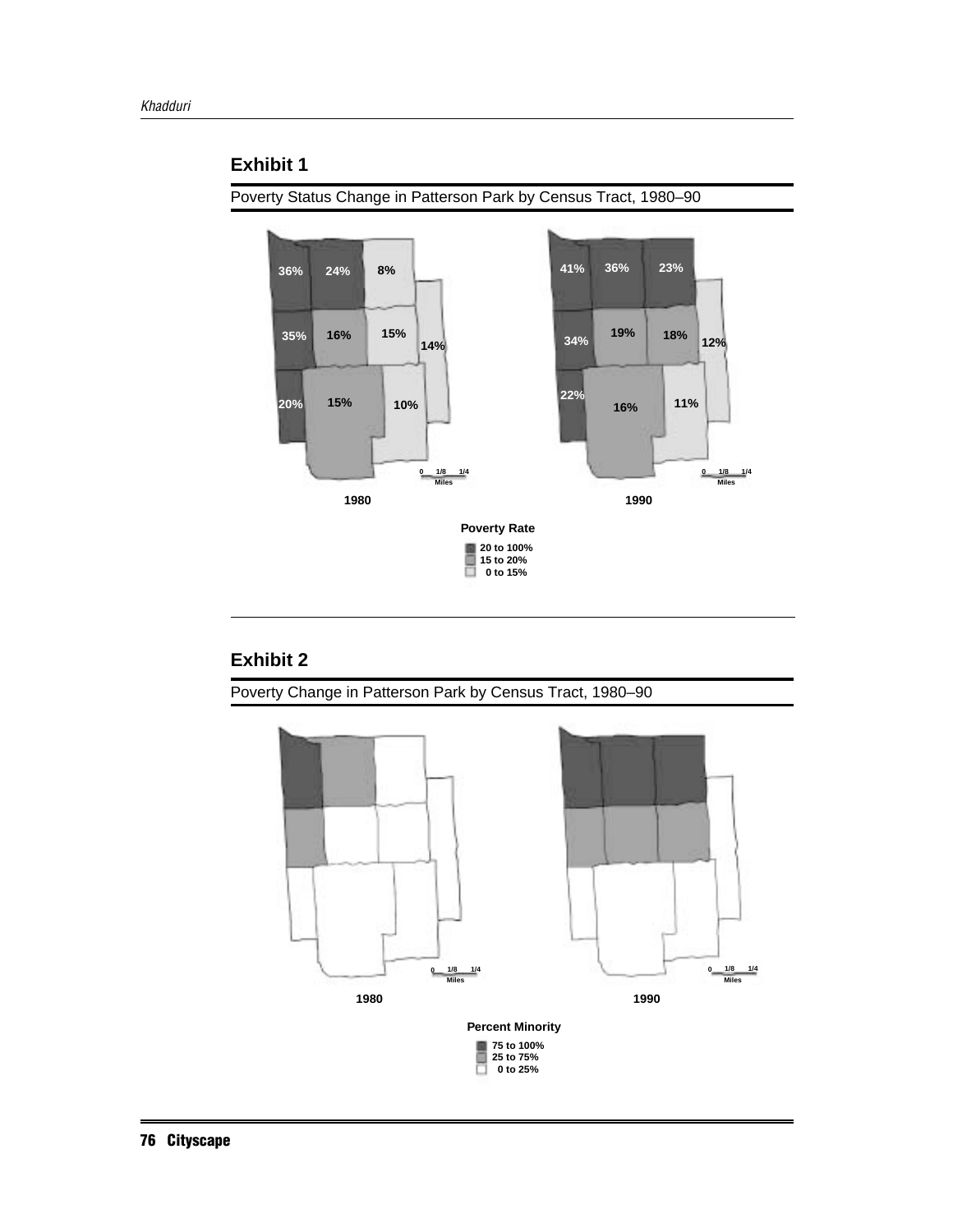## Exhibit 1

Poverty Status Change in Patterson Park by Census Tract, 1980–90

1980

36% 24% 8%
35% 16% 15% 14%
20% 15% 10%

1990

41% 36% 23%
34% 19% 18% 12%
22% 16% 11%

0 1/8 1/4 Miles

**Poverty Rate**

- 20 to 100%
- 15 to 20%
- 0 to 15%

## Exhibit 2

Poverty Change in Patterson Park by Census Tract, 1980–90

1980

1990

0 1/8 1/4 Miles

**Percent Minority**

- 75 to 100%
- 25 to 75%
- 0 to 25%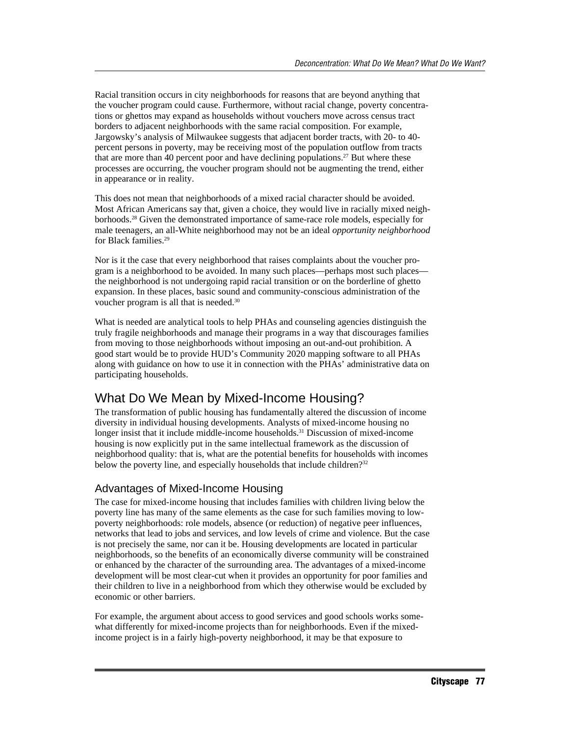Racial transition occurs in city neighborhoods for reasons that are beyond anything that the voucher program could cause. Furthermore, without racial change, poverty concentrations or ghettos may expand as households without vouchers move across census tract borders to adjacent neighborhoods with the same racial composition. For example, Jargowsky's analysis of Milwaukee suggests that adjacent border tracts, with 20- to 40-percent persons in poverty, may be receiving most of the population outflow from tracts that are more than 40 percent poor and have declining populations.[27] But where these processes are occurring, the voucher program should not be augmenting the trend, either in appearance or in reality.

This does not mean that neighborhoods of a mixed racial character should be avoided. Most African Americans say that, given a choice, they would live in racially mixed neighborhoods.[28] Given the demonstrated importance of same-race role models, especially for male teenagers, an all-White neighborhood may not be an ideal *opportunity neighborhood* for Black families.[29]

Nor is it the case that every neighborhood that raises complaints about the voucher program is a neighborhood to be avoided. In many such places—perhaps most such places—the neighborhood is not undergoing rapid racial transition or on the borderline of ghetto expansion. In these places, basic sound and community-conscious administration of the voucher program is all that is needed.[30]

What is needed are analytical tools to help PHAs and counseling agencies distinguish the truly fragile neighborhoods and manage their programs in a way that discourages families from moving to those neighborhoods without imposing an out-and-out prohibition. A good start would be to provide HUD's Community 2020 mapping software to all PHAs along with guidance on how to use it in connection with the PHAs' administrative data on participating households.

## What Do We Mean by Mixed-Income Housing?

The transformation of public housing has fundamentally altered the discussion of income diversity in individual housing developments. Analysts of mixed-income housing no longer insist that it include middle-income households.[31] Discussion of mixed-income housing is now explicitly put in the same intellectual framework as the discussion of neighborhood quality: that is, what are the potential benefits for households with incomes below the poverty line, and especially households that include children?[32]

### Advantages of Mixed-Income Housing

The case for mixed-income housing that includes families with children living below the poverty line has many of the same elements as the case for such families moving to low-poverty neighborhoods: role models, absence (or reduction) of negative peer influences, networks that lead to jobs and services, and low levels of crime and violence. But the case is not precisely the same, nor can it be. Housing developments are located in particular neighborhoods, so the benefits of an economically diverse community will be constrained or enhanced by the character of the surrounding area. The advantages of a mixed-income development will be most clear-cut when it provides an opportunity for poor families and their children to live in a neighborhood from which they otherwise would be excluded by economic or other barriers.

For example, the argument about access to good services and good schools works somewhat differently for mixed-income projects than for neighborhoods. Even if the mixed-income project is in a fairly high-poverty neighborhood, it may be that exposure to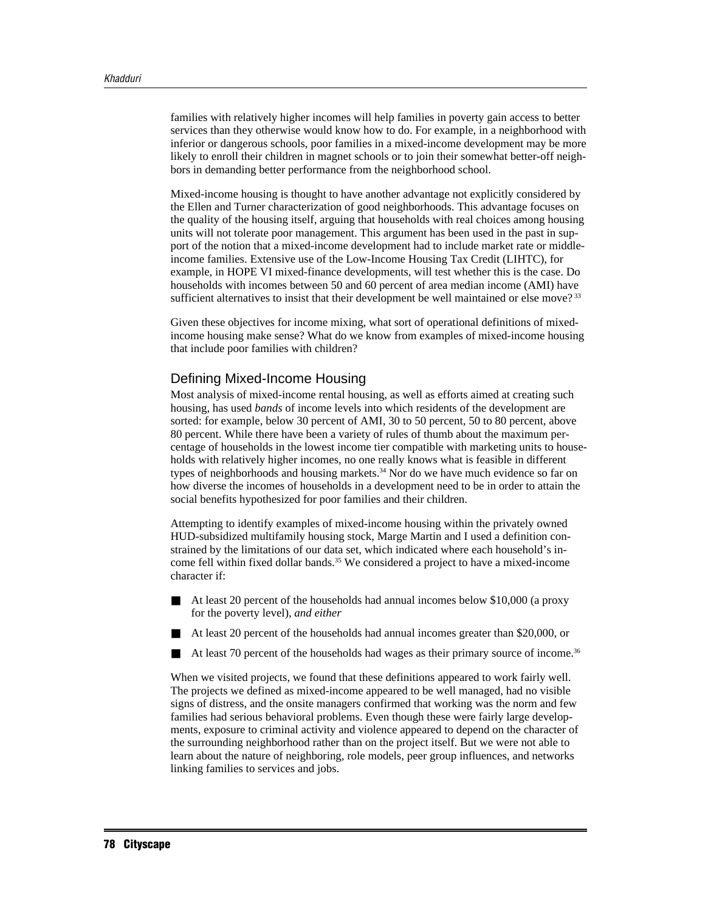families with relatively higher incomes will help families in poverty gain access to better services than they otherwise would know how to do. For example, in a neighborhood with inferior or dangerous schools, poor families in a mixed-income development may be more likely to enroll their children in magnet schools or to join their somewhat better-off neighbors in demanding better performance from the neighborhood school.

Mixed-income housing is thought to have another advantage not explicitly considered by the Ellen and Turner characterization of good neighborhoods. This advantage focuses on the quality of the housing itself, arguing that households with real choices among housing units will not tolerate poor management. This argument has been used in the past in support of the notion that a mixed-income development had to include market rate or middle-income families. Extensive use of the Low-Income Housing Tax Credit (LIHTC), for example, in HOPE VI mixed-finance developments, will test whether this is the case. Do households with incomes between 50 and 60 percent of area median income (AMI) have sufficient alternatives to insist that their development be well maintained or else move?[33]

Given these objectives for income mixing, what sort of operational definitions of mixed-income housing make sense? What do we know from examples of mixed-income housing that include poor families with children?

## Defining Mixed-Income Housing

Most analysis of mixed-income rental housing, as well as efforts aimed at creating such housing, has used *bands* of income levels into which residents of the development are sorted: for example, below 30 percent of AMI, 30 to 50 percent, 50 to 80 percent, above 80 percent. While there have been a variety of rules of thumb about the maximum percentage of households in the lowest income tier compatible with marketing units to households with relatively higher incomes, no one really knows what is feasible in different types of neighborhoods and housing markets.[34] Nor do we have much evidence so far on how diverse the incomes of households in a development need to be in order to attain the social benefits hypothesized for poor families and their children.

Attempting to identify examples of mixed-income housing within the privately owned HUD-subsidized multifamily housing stock, Marge Martin and I used a definition constrained by the limitations of our data set, which indicated where each household's income fell within fixed dollar bands.[35] We considered a project to have a mixed-income character if:

- At least 20 percent of the households had annual incomes below $10,000 (a proxy for the poverty level), *and either*
- At least 20 percent of the households had annual incomes greater than $20,000, or
- At least 70 percent of the households had wages as their primary source of income.[36]

When we visited projects, we found that these definitions appeared to work fairly well. The projects we defined as mixed-income appeared to be well managed, had no visible signs of distress, and the onsite managers confirmed that working was the norm and few families had serious behavioral problems. Even though these were fairly large developments, exposure to criminal activity and violence appeared to depend on the character of the surrounding neighborhood rather than on the project itself. But we were not able to learn about the nature of neighboring, role models, peer group influences, and networks linking families to services and jobs.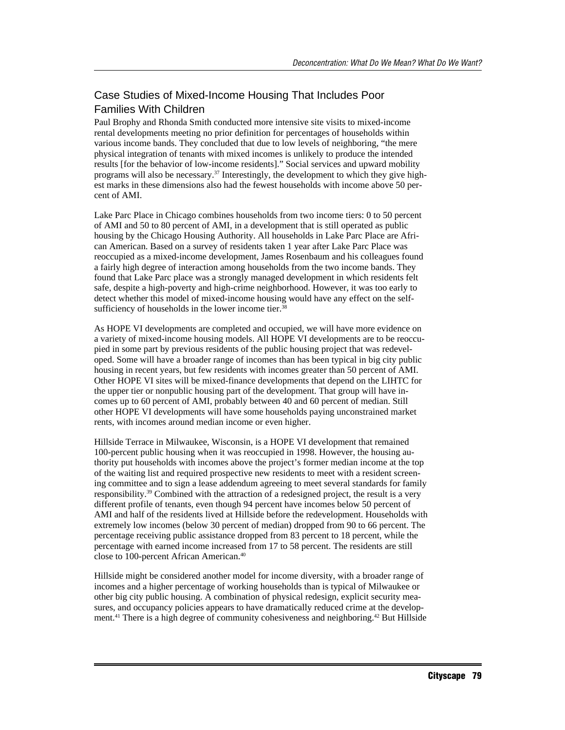## Case Studies of Mixed-Income Housing That Includes Poor Families With Children

Paul Brophy and Rhonda Smith conducted more intensive site visits to mixed-income rental developments meeting no prior definition for percentages of households within various income bands. They concluded that due to low levels of neighboring, "the mere physical integration of tenants with mixed incomes is unlikely to produce the intended results [for the behavior of low-income residents]." Social services and upward mobility programs will also be necessary.[37] Interestingly, the development to which they give highest marks in these dimensions also had the fewest households with income above 50 percent of AMI.

Lake Parc Place in Chicago combines households from two income tiers: 0 to 50 percent of AMI and 50 to 80 percent of AMI, in a development that is still operated as public housing by the Chicago Housing Authority. All households in Lake Parc Place are African American. Based on a survey of residents taken 1 year after Lake Parc Place was reoccupied as a mixed-income development, James Rosenbaum and his colleagues found a fairly high degree of interaction among households from the two income bands. They found that Lake Parc place was a strongly managed development in which residents felt safe, despite a high-poverty and high-crime neighborhood. However, it was too early to detect whether this model of mixed-income housing would have any effect on the self-sufficiency of households in the lower income tier.[38]

As HOPE VI developments are completed and occupied, we will have more evidence on a variety of mixed-income housing models. All HOPE VI developments are to be reoccupied in some part by previous residents of the public housing project that was redeveloped. Some will have a broader range of incomes than has been typical in big city public housing in recent years, but few residents with incomes greater than 50 percent of AMI. Other HOPE VI sites will be mixed-finance developments that depend on the LIHTC for the upper tier or nonpublic housing part of the development. That group will have incomes up to 60 percent of AMI, probably between 40 and 60 percent of median. Still other HOPE VI developments will have some households paying unconstrained market rents, with incomes around median income or even higher.

Hillside Terrace in Milwaukee, Wisconsin, is a HOPE VI development that remained 100-percent public housing when it was reoccupied in 1998. However, the housing authority put households with incomes above the project's former median income at the top of the waiting list and required prospective new residents to meet with a resident screening committee and to sign a lease addendum agreeing to meet several standards for family responsibility.[39] Combined with the attraction of a redesigned project, the result is a very different profile of tenants, even though 94 percent have incomes below 50 percent of AMI and half of the residents lived at Hillside before the redevelopment. Households with extremely low incomes (below 30 percent of median) dropped from 90 to 66 percent. The percentage receiving public assistance dropped from 83 percent to 18 percent, while the percentage with earned income increased from 17 to 58 percent. The residents are still close to 100-percent African American.[40]

Hillside might be considered another model for income diversity, with a broader range of incomes and a higher percentage of working households than is typical of Milwaukee or other big city public housing. A combination of physical redesign, explicit security measures, and occupancy policies appears to have dramatically reduced crime at the development.[41] There is a high degree of community cohesiveness and neighboring.[42] But Hillside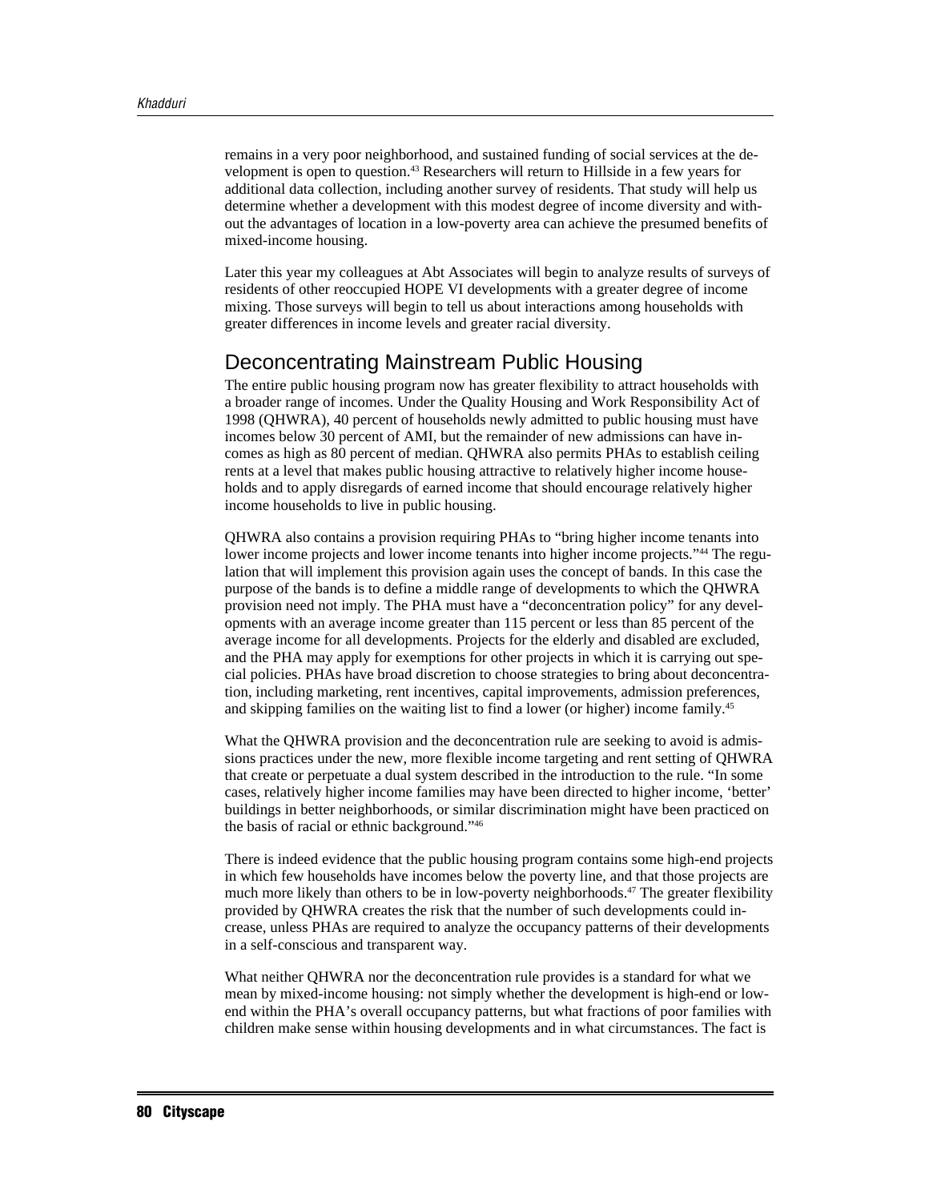remains in a very poor neighborhood, and sustained funding of social services at the development is open to question.[43] Researchers will return to Hillside in a few years for additional data collection, including another survey of residents. That study will help us determine whether a development with this modest degree of income diversity and without the advantages of location in a low-poverty area can achieve the presumed benefits of mixed-income housing.

Later this year my colleagues at Abt Associates will begin to analyze results of surveys of residents of other reoccupied HOPE VI developments with a greater degree of income mixing. Those surveys will begin to tell us about interactions among households with greater differences in income levels and greater racial diversity.

## Deconcentrating Mainstream Public Housing

The entire public housing program now has greater flexibility to attract households with a broader range of incomes. Under the Quality Housing and Work Responsibility Act of 1998 (QHWRA), 40 percent of households newly admitted to public housing must have incomes below 30 percent of AMI, but the remainder of new admissions can have incomes as high as 80 percent of median. QHWRA also permits PHAs to establish ceiling rents at a level that makes public housing attractive to relatively higher income households and to apply disregards of earned income that should encourage relatively higher income households to live in public housing.

QHWRA also contains a provision requiring PHAs to "bring higher income tenants into lower income projects and lower income tenants into higher income projects."[44] The regulation that will implement this provision again uses the concept of bands. In this case the purpose of the bands is to define a middle range of developments to which the QHWRA provision need not imply. The PHA must have a "deconcentration policy" for any developments with an average income greater than 115 percent or less than 85 percent of the average income for all developments. Projects for the elderly and disabled are excluded, and the PHA may apply for exemptions for other projects in which it is carrying out special policies. PHAs have broad discretion to choose strategies to bring about deconcentration, including marketing, rent incentives, capital improvements, admission preferences, and skipping families on the waiting list to find a lower (or higher) income family.[45]

What the QHWRA provision and the deconcentration rule are seeking to avoid is admissions practices under the new, more flexible income targeting and rent setting of QHWRA that create or perpetuate a dual system described in the introduction to the rule. "In some cases, relatively higher income families may have been directed to higher income, 'better' buildings in better neighborhoods, or similar discrimination might have been practiced on the basis of racial or ethnic background."[46]

There is indeed evidence that the public housing program contains some high-end projects in which few households have incomes below the poverty line, and that those projects are much more likely than others to be in low-poverty neighborhoods.[47] The greater flexibility provided by QHWRA creates the risk that the number of such developments could increase, unless PHAs are required to analyze the occupancy patterns of their developments in a self-conscious and transparent way.

What neither QHWRA nor the deconcentration rule provides is a standard for what we mean by mixed-income housing: not simply whether the development is high-end or low-end within the PHA's overall occupancy patterns, but what fractions of poor families with children make sense within housing developments and in what circumstances. The fact is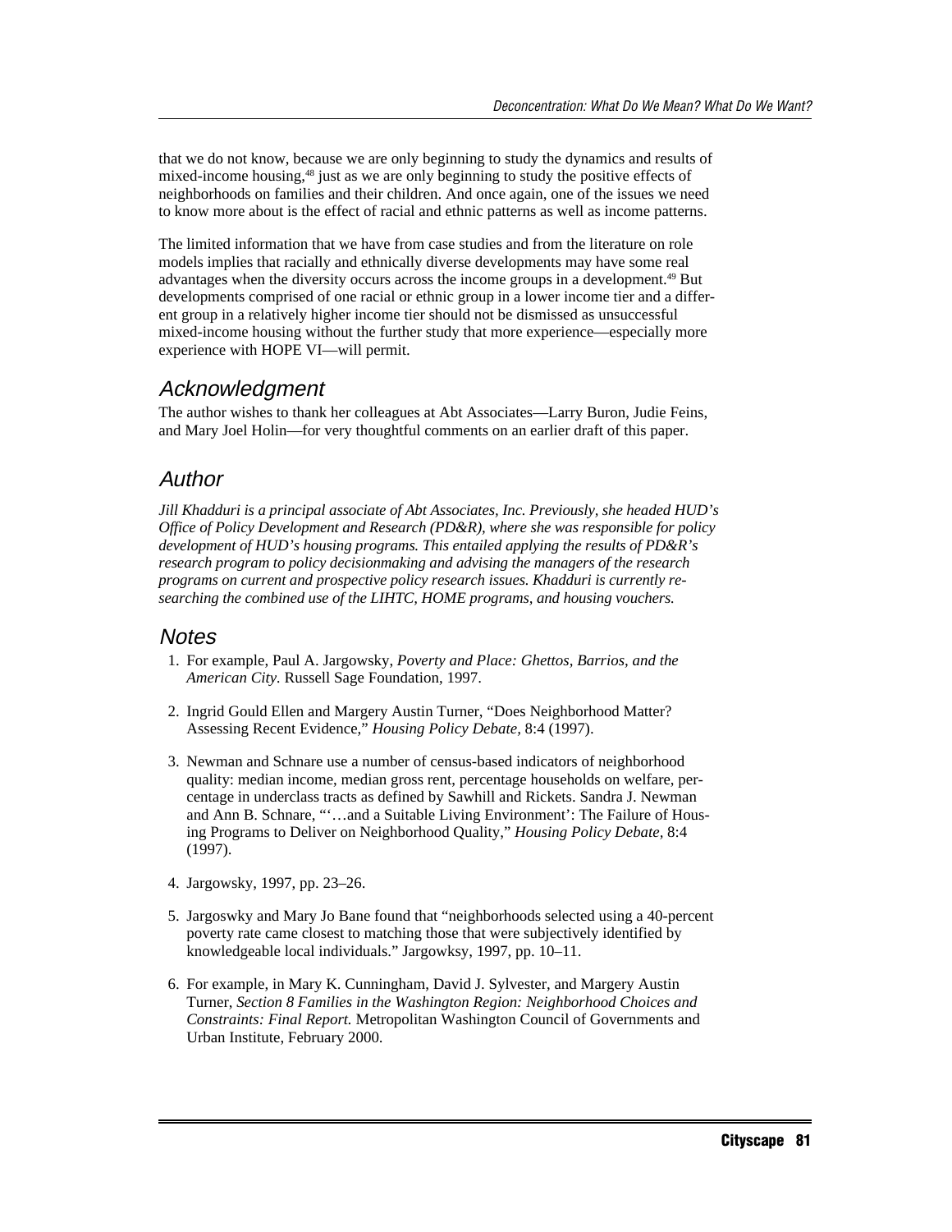that we do not know, because we are only beginning to study the dynamics and results of mixed-income housing,[48] just as we are only beginning to study the positive effects of neighborhoods on families and their children. And once again, one of the issues we need to know more about is the effect of racial and ethnic patterns as well as income patterns.

The limited information that we have from case studies and from the literature on role models implies that racially and ethnically diverse developments may have some real advantages when the diversity occurs across the income groups in a development.[49] But developments comprised of one racial or ethnic group in a lower income tier and a different group in a relatively higher income tier should not be dismissed as unsuccessful mixed-income housing without the further study that more experience—especially more experience with HOPE VI—will permit.

## Acknowledgment

The author wishes to thank her colleagues at Abt Associates—Larry Buron, Judie Feins, and Mary Joel Holin—for very thoughtful comments on an earlier draft of this paper.

## Author

*Jill Khadduri is a principal associate of Abt Associates, Inc. Previously, she headed HUD's Office of Policy Development and Research (PD&R), where she was responsible for policy development of HUD's housing programs. This entailed applying the results of PD&R's research program to policy decisionmaking and advising the managers of the research programs on current and prospective policy research issues. Khadduri is currently researching the combined use of the LIHTC, HOME programs, and housing vouchers.*

## Notes

1. For example, Paul A. Jargowsky, *Poverty and Place: Ghettos, Barrios, and the American City.* Russell Sage Foundation, 1997.

2. Ingrid Gould Ellen and Margery Austin Turner, "Does Neighborhood Matter? Assessing Recent Evidence," *Housing Policy Debate,* 8:4 (1997).

3. Newman and Schnare use a number of census-based indicators of neighborhood quality: median income, median gross rent, percentage households on welfare, percentage in underclass tracts as defined by Sawhill and Rickets. Sandra J. Newman and Ann B. Schnare, "'…and a Suitable Living Environment': The Failure of Housing Programs to Deliver on Neighborhood Quality," *Housing Policy Debate,* 8:4 (1997).

4. Jargowsky, 1997, pp. 23–26.

5. Jargoswky and Mary Jo Bane found that "neighborhoods selected using a 40-percent poverty rate came closest to matching those that were subjectively identified by knowledgeable local individuals." Jargowksy, 1997, pp. 10–11.

6. For example, in Mary K. Cunningham, David J. Sylvester, and Margery Austin Turner, *Section 8 Families in the Washington Region: Neighborhood Choices and Constraints: Final Report.* Metropolitan Washington Council of Governments and Urban Institute, February 2000.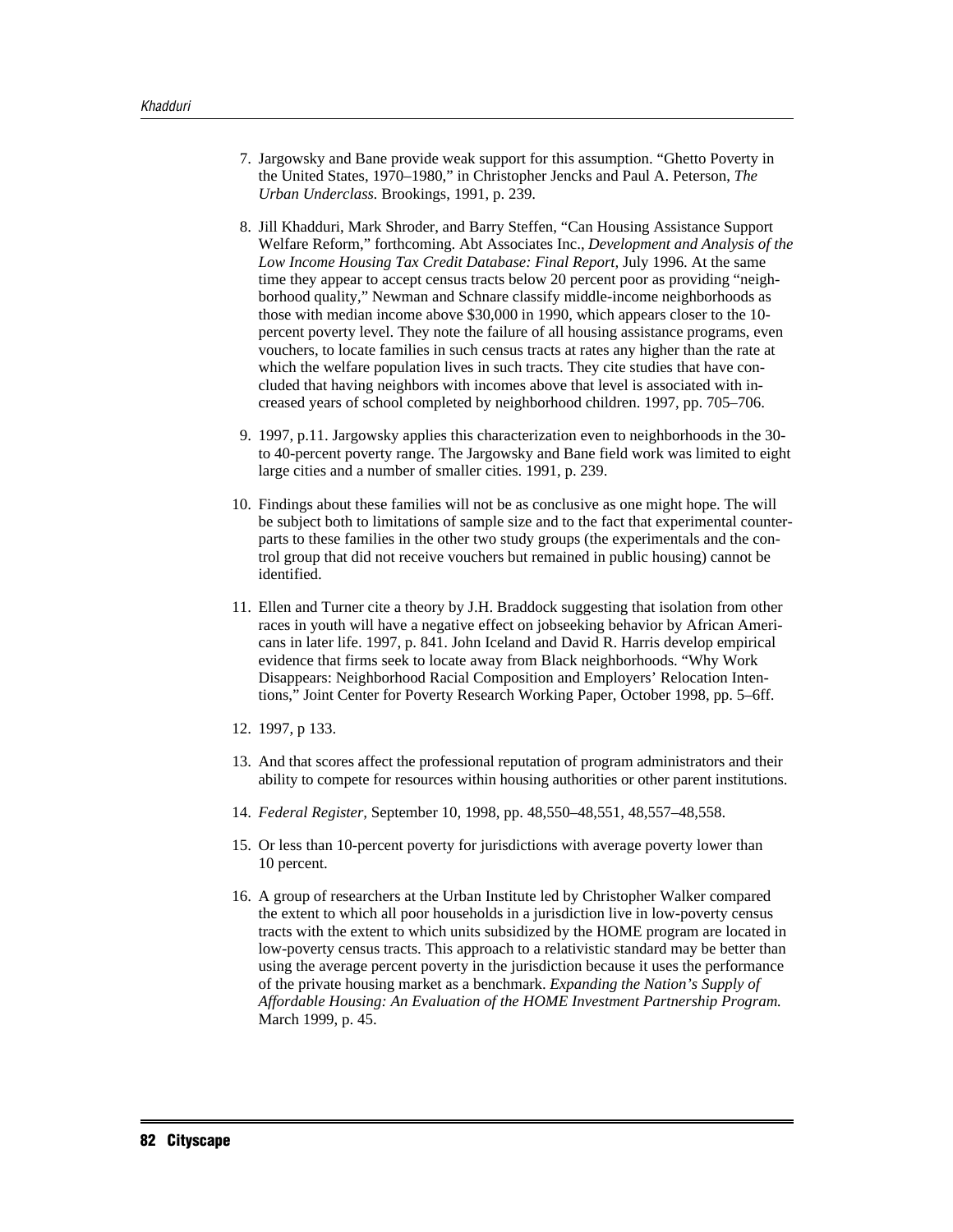7. Jargowsky and Bane provide weak support for this assumption. “Ghetto Poverty in the United States, 1970–1980,” in Christopher Jencks and Paul A. Peterson, *The Urban Underclass.* Brookings, 1991, p. 239.

8. Jill Khadduri, Mark Shroder, and Barry Steffen, “Can Housing Assistance Support Welfare Reform,” forthcoming. Abt Associates Inc., *Development and Analysis of the Low Income Housing Tax Credit Database: Final Report,* July 1996. At the same time they appear to accept census tracts below 20 percent poor as providing “neighborhood quality,” Newman and Schnare classify middle-income neighborhoods as those with median income above $30,000 in 1990, which appears closer to the 10-percent poverty level. They note the failure of all housing assistance programs, even vouchers, to locate families in such census tracts at rates any higher than the rate at which the welfare population lives in such tracts. They cite studies that have concluded that having neighbors with incomes above that level is associated with increased years of school completed by neighborhood children. 1997, pp. 705–706.

9. 1997, p.11. Jargowsky applies this characterization even to neighborhoods in the 30- to 40-percent poverty range. The Jargowsky and Bane field work was limited to eight large cities and a number of smaller cities. 1991, p. 239.

10. Findings about these families will not be as conclusive as one might hope. The will be subject both to limitations of sample size and to the fact that experimental counterparts to these families in the other two study groups (the experimentals and the control group that did not receive vouchers but remained in public housing) cannot be identified.

11. Ellen and Turner cite a theory by J.H. Braddock suggesting that isolation from other races in youth will have a negative effect on jobseeking behavior by African Americans in later life. 1997, p. 841. John Iceland and David R. Harris develop empirical evidence that firms seek to locate away from Black neighborhoods. “Why Work Disappears: Neighborhood Racial Composition and Employers’ Relocation Intentions,” Joint Center for Poverty Research Working Paper, October 1998, pp. 5–6ff.

12. 1997, p 133.

13. And that scores affect the professional reputation of program administrators and their ability to compete for resources within housing authorities or other parent institutions.

14. *Federal Register,* September 10, 1998, pp. 48,550–48,551, 48,557–48,558.

15. Or less than 10-percent poverty for jurisdictions with average poverty lower than 10 percent.

16. A group of researchers at the Urban Institute led by Christopher Walker compared the extent to which all poor households in a jurisdiction live in low-poverty census tracts with the extent to which units subsidized by the HOME program are located in low-poverty census tracts. This approach to a relativistic standard may be better than using the average percent poverty in the jurisdiction because it uses the performance of the private housing market as a benchmark. *Expanding the Nation’s Supply of Affordable Housing: An Evaluation of the HOME Investment Partnership Program.* March 1999, p. 45.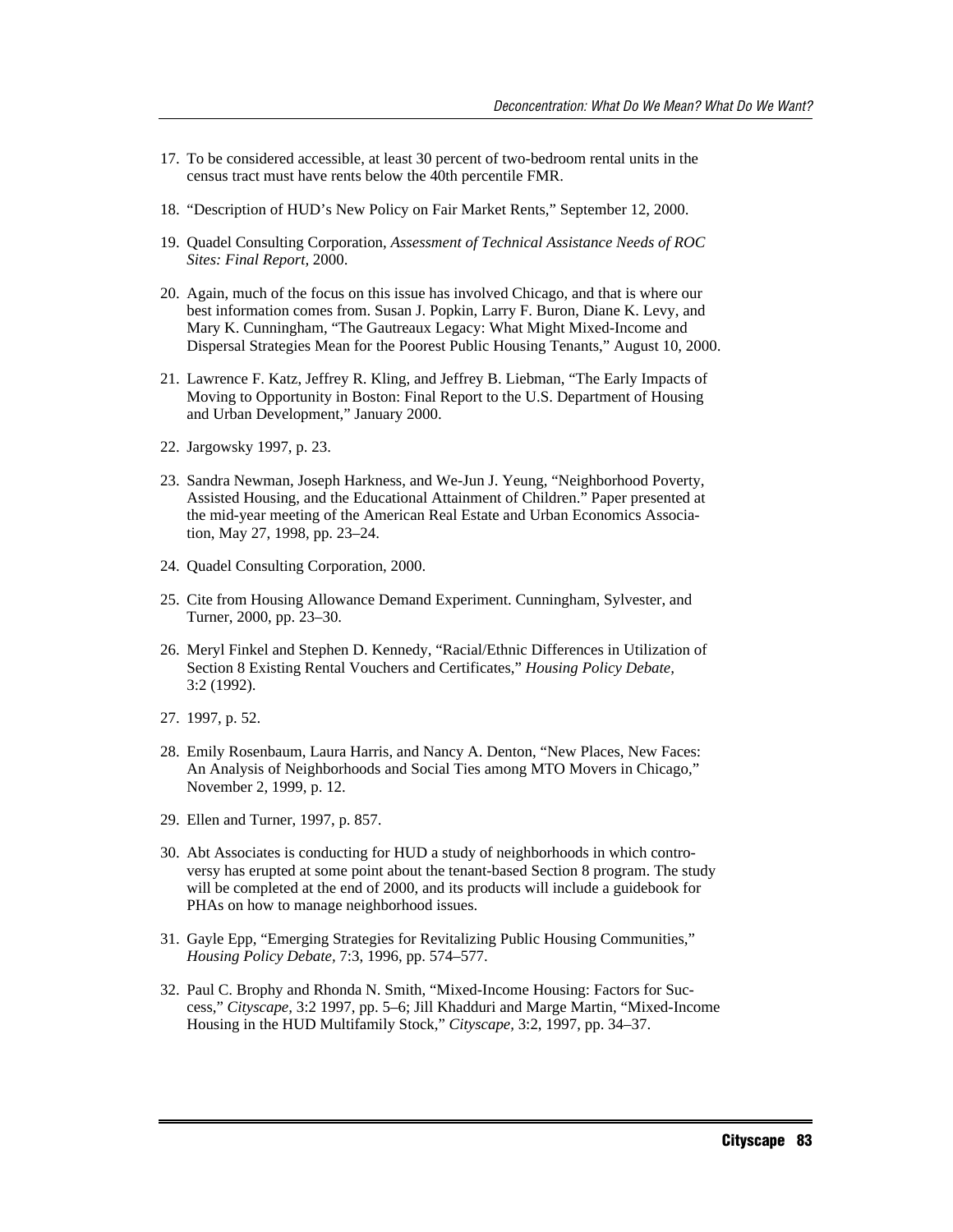17. To be considered accessible, at least 30 percent of two-bedroom rental units in the census tract must have rents below the 40th percentile FMR.

18. "Description of HUD's New Policy on Fair Market Rents," September 12, 2000.

19. Quadel Consulting Corporation, *Assessment of Technical Assistance Needs of ROC Sites: Final Report,* 2000.

20. Again, much of the focus on this issue has involved Chicago, and that is where our best information comes from. Susan J. Popkin, Larry F. Buron, Diane K. Levy, and Mary K. Cunningham, "The Gautreaux Legacy: What Might Mixed-Income and Dispersal Strategies Mean for the Poorest Public Housing Tenants," August 10, 2000.

21. Lawrence F. Katz, Jeffrey R. Kling, and Jeffrey B. Liebman, "The Early Impacts of Moving to Opportunity in Boston: Final Report to the U.S. Department of Housing and Urban Development," January 2000.

22. Jargowsky 1997, p. 23.

23. Sandra Newman, Joseph Harkness, and We-Jun J. Yeung, "Neighborhood Poverty, Assisted Housing, and the Educational Attainment of Children." Paper presented at the mid-year meeting of the American Real Estate and Urban Economics Association, May 27, 1998, pp. 23–24.

24. Quadel Consulting Corporation, 2000.

25. Cite from Housing Allowance Demand Experiment. Cunningham, Sylvester, and Turner, 2000, pp. 23–30.

26. Meryl Finkel and Stephen D. Kennedy, "Racial/Ethnic Differences in Utilization of Section 8 Existing Rental Vouchers and Certificates," *Housing Policy Debate,* 3:2 (1992).

27. 1997, p. 52.

28. Emily Rosenbaum, Laura Harris, and Nancy A. Denton, "New Places, New Faces: An Analysis of Neighborhoods and Social Ties among MTO Movers in Chicago," November 2, 1999, p. 12.

29. Ellen and Turner, 1997, p. 857.

30. Abt Associates is conducting for HUD a study of neighborhoods in which controversy has erupted at some point about the tenant-based Section 8 program. The study will be completed at the end of 2000, and its products will include a guidebook for PHAs on how to manage neighborhood issues.

31. Gayle Epp, "Emerging Strategies for Revitalizing Public Housing Communities," *Housing Policy Debate,* 7:3, 1996, pp. 574–577.

32. Paul C. Brophy and Rhonda N. Smith, "Mixed-Income Housing: Factors for Success," *Cityscape,* 3:2 1997, pp. 5–6; Jill Khadduri and Marge Martin, "Mixed-Income Housing in the HUD Multifamily Stock," *Cityscape,* 3:2, 1997, pp. 34–37.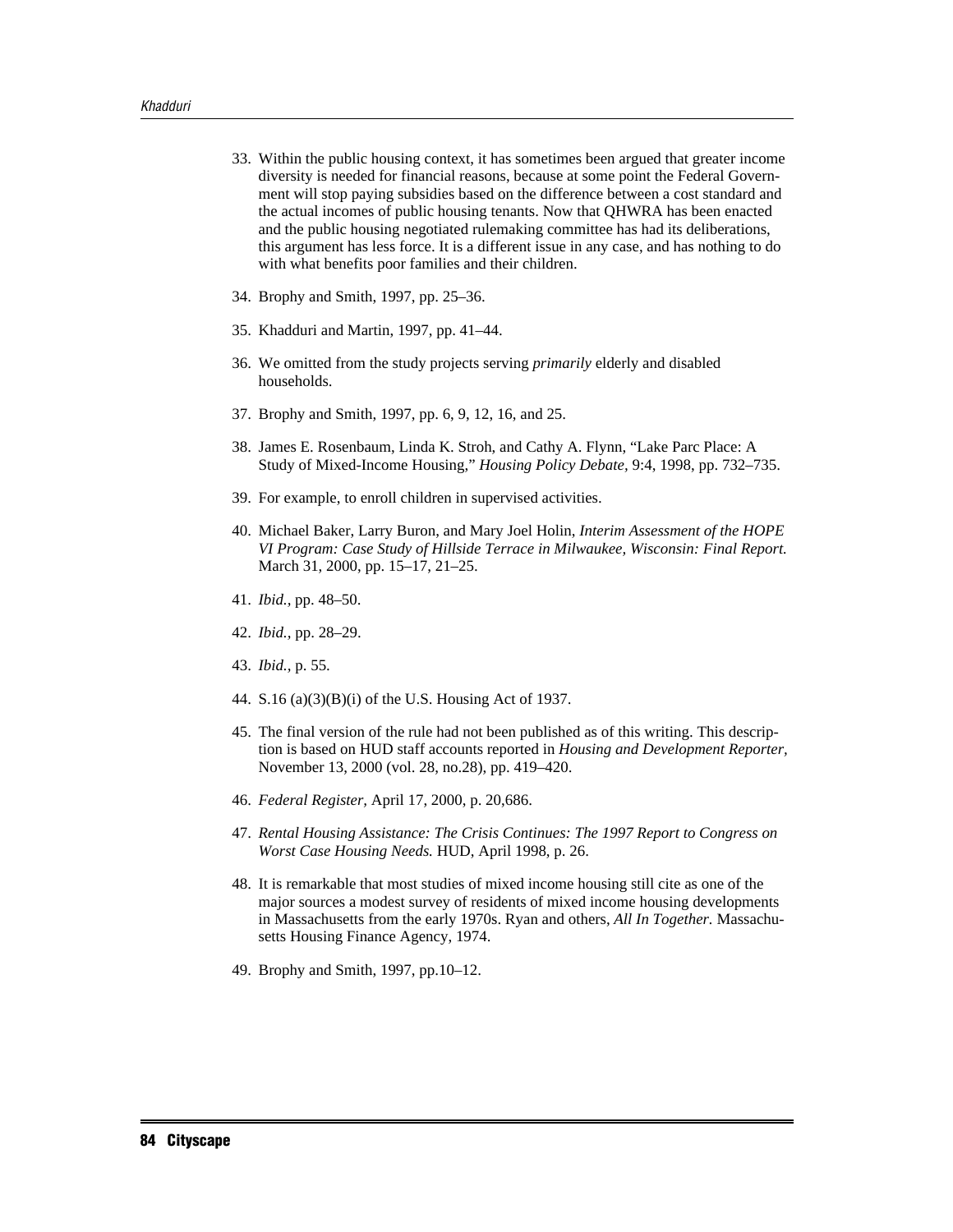33. Within the public housing context, it has sometimes been argued that greater income diversity is needed for financial reasons, because at some point the Federal Government will stop paying subsidies based on the difference between a cost standard and the actual incomes of public housing tenants. Now that QHWRA has been enacted and the public housing negotiated rulemaking committee has had its deliberations, this argument has less force. It is a different issue in any case, and has nothing to do with what benefits poor families and their children.

34. Brophy and Smith, 1997, pp. 25–36.

35. Khadduri and Martin, 1997, pp. 41–44.

36. We omitted from the study projects serving *primarily* elderly and disabled households.

37. Brophy and Smith, 1997, pp. 6, 9, 12, 16, and 25.

38. James E. Rosenbaum, Linda K. Stroh, and Cathy A. Flynn, "Lake Parc Place: A Study of Mixed-Income Housing," *Housing Policy Debate,* 9:4, 1998, pp. 732–735.

39. For example, to enroll children in supervised activities.

40. Michael Baker, Larry Buron, and Mary Joel Holin, *Interim Assessment of the HOPE VI Program: Case Study of Hillside Terrace in Milwaukee, Wisconsin: Final Report.* March 31, 2000, pp. 15–17, 21–25.

41. *Ibid.,* pp. 48–50.

42. *Ibid.,* pp. 28–29.

43. *Ibid.,* p. 55.

44. S.16 (a)(3)(B)(i) of the U.S. Housing Act of 1937.

45. The final version of the rule had not been published as of this writing. This description is based on HUD staff accounts reported in *Housing and Development Reporter,* November 13, 2000 (vol. 28, no.28), pp. 419–420.

46. *Federal Register,* April 17, 2000, p. 20,686.

47. *Rental Housing Assistance: The Crisis Continues: The 1997 Report to Congress on Worst Case Housing Needs.* HUD, April 1998, p. 26.

48. It is remarkable that most studies of mixed income housing still cite as one of the major sources a modest survey of residents of mixed income housing developments in Massachusetts from the early 1970s. Ryan and others, *All In Together.* Massachusetts Housing Finance Agency, 1974.

49. Brophy and Smith, 1997, pp.10–12.